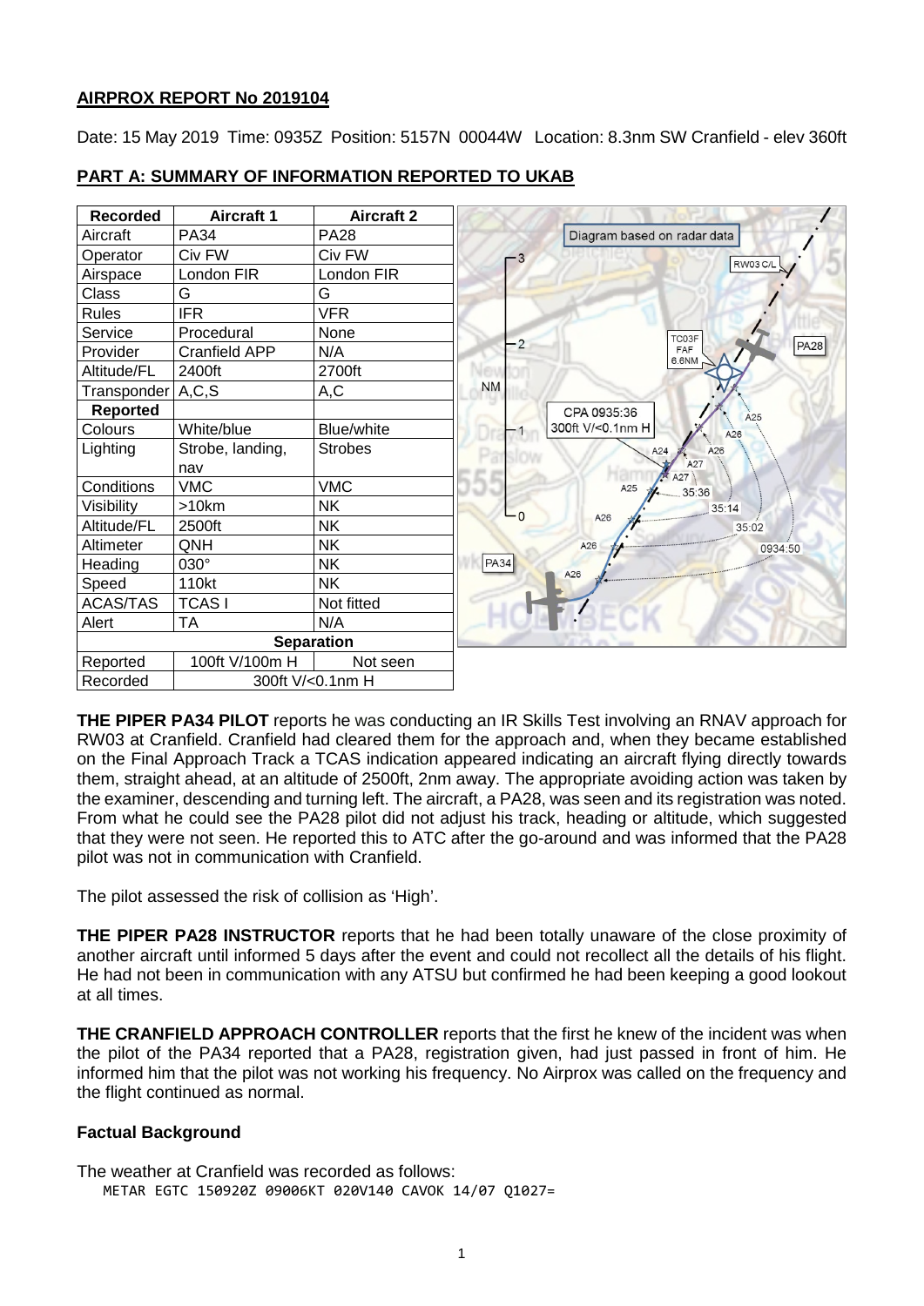**AIRPROX REPORT No 2019104**

Date: 15 May 2019 Time: 0935Z Position: 5157N 00044W Location: 8.3nm SW Cranfield - elev 360ft

## PART A: SUMMARY OF INFORMATION REPORTED TO UKAB

| Recorded | Aircraft 1 | Aircraft 2 |
|---|---|---|
| Aircraft | PA34 | PA28 |
| Operator | Civ FW | Civ FW |
| Airspace | London FIR | London FIR |
| Class | G | G |
| Rules | IFR | VFR |
| Service | Procedural | None |
| Provider | Cranfield APP | N/A |
| Altitude/FL | 2400ft | 2700ft |
| Transponder | A,C,S | A,C |
| **Reported** | | |
| Colours | White/blue | Blue/white |
| Lighting | Strobe, landing, nav | Strobes |
| Conditions | VMC | VMC |
| Visibility | >10km | NK |
| Altitude/FL | 2500ft | NK |
| Altimeter | QNH | NK |
| Heading | 030° | NK |
| Speed | 110kt | NK |
| ACAS/TAS | TCAS I | Not fitted |
| Alert | TA | N/A |
| **Separation** | | |
| Reported | 100ft V/100m H | Not seen |
| Recorded | 300ft V/<0.1nm H | |

**THE PIPER PA34 PILOT** reports he was conducting an IR Skills Test involving an RNAV approach for RW03 at Cranfield. Cranfield had cleared them for the approach and, when they became established on the Final Approach Track a TCAS indication appeared indicating an aircraft flying directly towards them, straight ahead, at an altitude of 2500ft, 2nm away. The appropriate avoiding action was taken by the examiner, descending and turning left. The aircraft, a PA28, was seen and its registration was noted. From what he could see the PA28 pilot did not adjust his track, heading or altitude, which suggested that they were not seen. He reported this to ATC after the go-around and was informed that the PA28 pilot was not in communication with Cranfield.

The pilot assessed the risk of collision as 'High'.

**THE PIPER PA28 INSTRUCTOR** reports that he had been totally unaware of the close proximity of another aircraft until informed 5 days after the event and could not recollect all the details of his flight. He had not been in communication with any ATSU but confirmed he had been keeping a good lookout at all times.

**THE CRANFIELD APPROACH CONTROLLER** reports that the first he knew of the incident was when the pilot of the PA34 reported that a PA28, registration given, had just passed in front of him. He informed him that the pilot was not working his frequency. No Airprox was called on the frequency and the flight continued as normal.

### Factual Background

The weather at Cranfield was recorded as follows:

```
METAR EGTC 150920Z 09006KT 020V140 CAVOK 14/07 Q1027=
```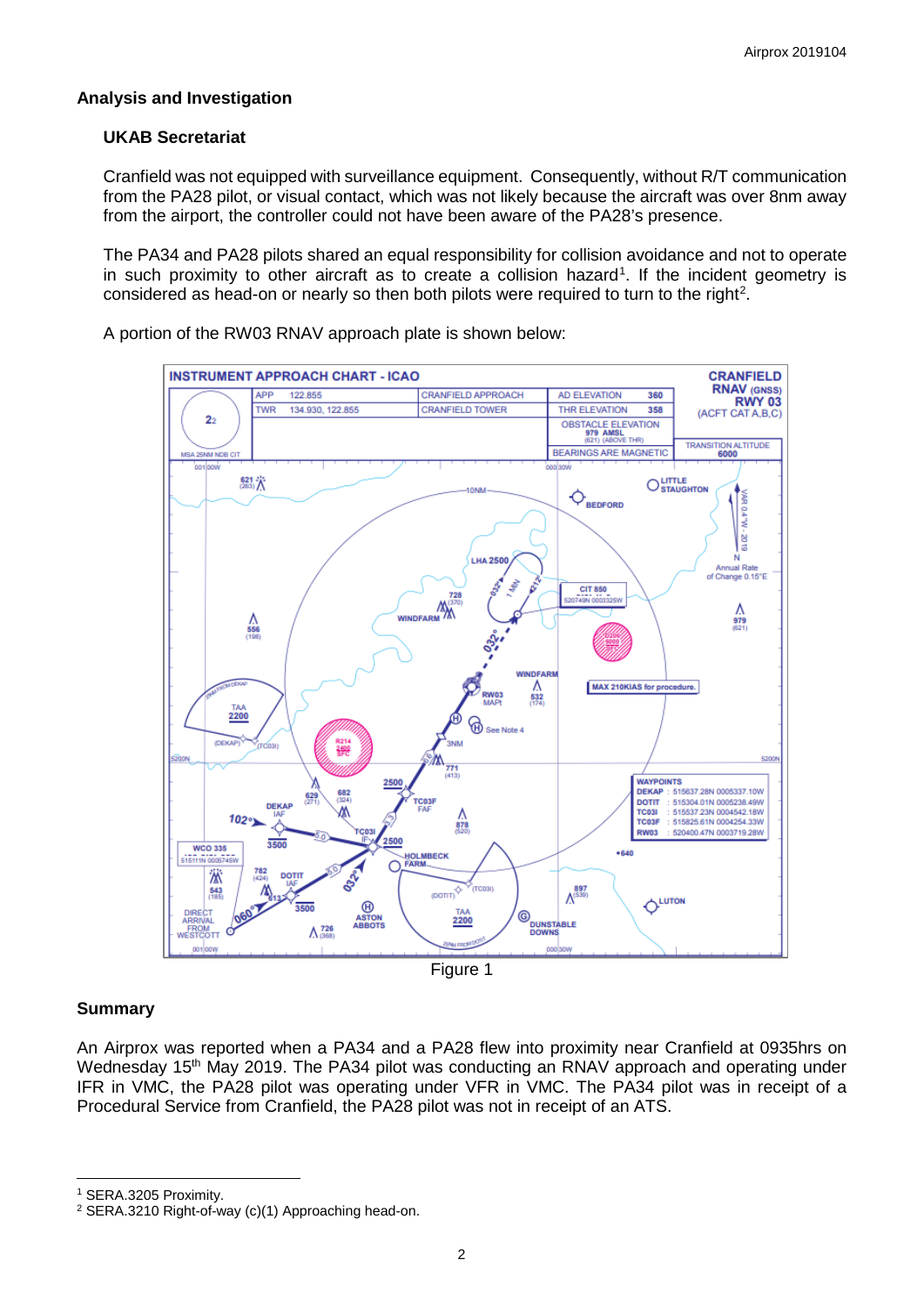## Analysis and Investigation

### UKAB Secretariat

Cranfield was not equipped with surveillance equipment. Consequently, without R/T communication from the PA28 pilot, or visual contact, which was not likely because the aircraft was over 8nm away from the airport, the controller could not have been aware of the PA28's presence.

The PA34 and PA28 pilots shared an equal responsibility for collision avoidance and not to operate in such proximity to other aircraft as to create a collision hazard[1]. If the incident geometry is considered as head-on or nearly so then both pilots were required to turn to the right[2].

A portion of the RW03 RNAV approach plate is shown below:

Figure 1

## Summary

An Airprox was reported when a PA34 and a PA28 flew into proximity near Cranfield at 0935hrs on Wednesday 15th May 2019. The PA34 pilot was conducting an RNAV approach and operating under IFR in VMC, the PA28 pilot was operating under VFR in VMC. The PA34 pilot was in receipt of a Procedural Service from Cranfield, the PA28 pilot was not in receipt of an ATS.

[1] SERA.3205 Proximity.

[2] SERA.3210 Right-of-way (c)(1) Approaching head-on.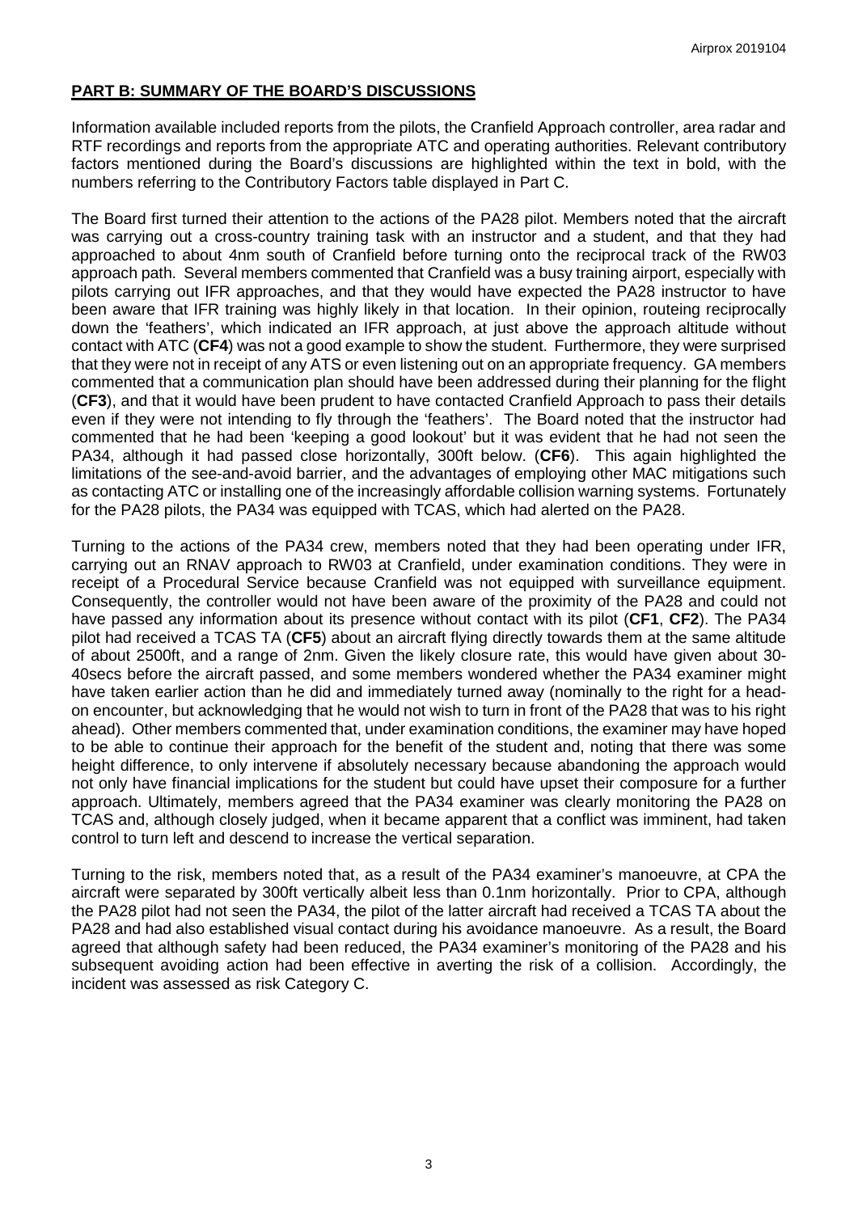## PART B: SUMMARY OF THE BOARD'S DISCUSSIONS

Information available included reports from the pilots, the Cranfield Approach controller, area radar and RTF recordings and reports from the appropriate ATC and operating authorities. Relevant contributory factors mentioned during the Board's discussions are highlighted within the text in bold, with the numbers referring to the Contributory Factors table displayed in Part C.

The Board first turned their attention to the actions of the PA28 pilot. Members noted that the aircraft was carrying out a cross-country training task with an instructor and a student, and that they had approached to about 4nm south of Cranfield before turning onto the reciprocal track of the RW03 approach path. Several members commented that Cranfield was a busy training airport, especially with pilots carrying out IFR approaches, and that they would have expected the PA28 instructor to have been aware that IFR training was highly likely in that location. In their opinion, routeing reciprocally down the 'feathers', which indicated an IFR approach, at just above the approach altitude without contact with ATC (**CF4**) was not a good example to show the student. Furthermore, they were surprised that they were not in receipt of any ATS or even listening out on an appropriate frequency. GA members commented that a communication plan should have been addressed during their planning for the flight (**CF3**), and that it would have been prudent to have contacted Cranfield Approach to pass their details even if they were not intending to fly through the 'feathers'. The Board noted that the instructor had commented that he had been 'keeping a good lookout' but it was evident that he had not seen the PA34, although it had passed close horizontally, 300ft below. (**CF6**). This again highlighted the limitations of the see-and-avoid barrier, and the advantages of employing other MAC mitigations such as contacting ATC or installing one of the increasingly affordable collision warning systems. Fortunately for the PA28 pilots, the PA34 was equipped with TCAS, which had alerted on the PA28.

Turning to the actions of the PA34 crew, members noted that they had been operating under IFR, carrying out an RNAV approach to RW03 at Cranfield, under examination conditions. They were in receipt of a Procedural Service because Cranfield was not equipped with surveillance equipment. Consequently, the controller would not have been aware of the proximity of the PA28 and could not have passed any information about its presence without contact with its pilot (**CF1**, **CF2**). The PA34 pilot had received a TCAS TA (**CF5**) about an aircraft flying directly towards them at the same altitude of about 2500ft, and a range of 2nm. Given the likely closure rate, this would have given about 30-40secs before the aircraft passed, and some members wondered whether the PA34 examiner might have taken earlier action than he did and immediately turned away (nominally to the right for a head-on encounter, but acknowledging that he would not wish to turn in front of the PA28 that was to his right ahead). Other members commented that, under examination conditions, the examiner may have hoped to be able to continue their approach for the benefit of the student and, noting that there was some height difference, to only intervene if absolutely necessary because abandoning the approach would not only have financial implications for the student but could have upset their composure for a further approach. Ultimately, members agreed that the PA34 examiner was clearly monitoring the PA28 on TCAS and, although closely judged, when it became apparent that a conflict was imminent, had taken control to turn left and descend to increase the vertical separation.

Turning to the risk, members noted that, as a result of the PA34 examiner's manoeuvre, at CPA the aircraft were separated by 300ft vertically albeit less than 0.1nm horizontally. Prior to CPA, although the PA28 pilot had not seen the PA34, the pilot of the latter aircraft had received a TCAS TA about the PA28 and had also established visual contact during his avoidance manoeuvre. As a result, the Board agreed that although safety had been reduced, the PA34 examiner's monitoring of the PA28 and his subsequent avoiding action had been effective in averting the risk of a collision. Accordingly, the incident was assessed as risk Category C.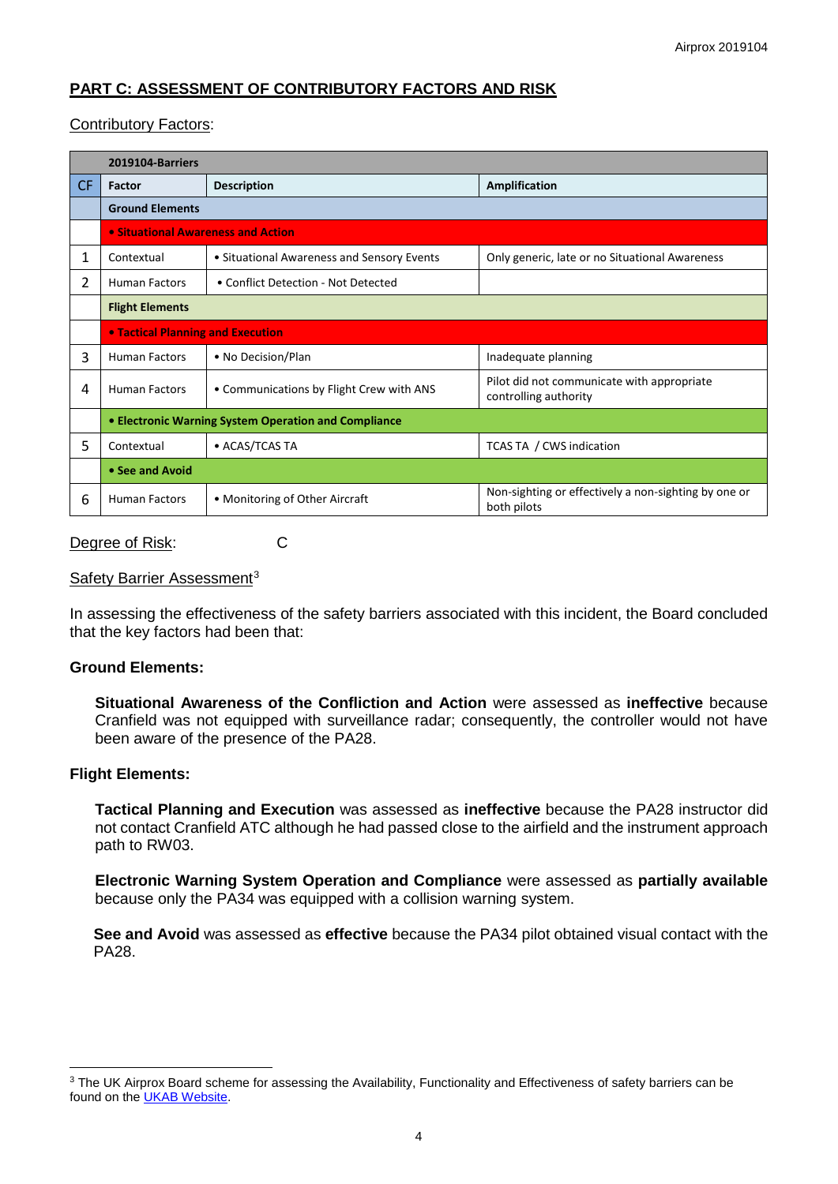## PART C: ASSESSMENT OF CONTRIBUTORY FACTORS AND RISK

Contributory Factors:

| | 2019104-Barriers | | |
|---|---|---|---|
| CF | Factor | Description | Amplification |
| | **Ground Elements** | | |
| | **• Situational Awareness and Action** | | |
| 1 | Contextual | • Situational Awareness and Sensory Events | Only generic, late or no Situational Awareness |
| 2 | Human Factors | • Conflict Detection - Not Detected | |
| | **Flight Elements** | | |
| | **• Tactical Planning and Execution** | | |
| 3 | Human Factors | • No Decision/Plan | Inadequate planning |
| 4 | Human Factors | • Communications by Flight Crew with ANS | Pilot did not communicate with appropriate controlling authority |
| | **• Electronic Warning System Operation and Compliance** | | |
| 5 | Contextual | • ACAS/TCAS TA | TCAS TA / CWS indication |
| | **• See and Avoid** | | |
| 6 | Human Factors | • Monitoring of Other Aircraft | Non-sighting or effectively a non-sighting by one or both pilots |

Degree of Risk: C

Safety Barrier Assessment[3]

In assessing the effectiveness of the safety barriers associated with this incident, the Board concluded that the key factors had been that:

**Ground Elements:**

**Situational Awareness of the Confliction and Action** were assessed as **ineffective** because Cranfield was not equipped with surveillance radar; consequently, the controller would not have been aware of the presence of the PA28.

**Flight Elements:**

**Tactical Planning and Execution** was assessed as **ineffective** because the PA28 instructor did not contact Cranfield ATC although he had passed close to the airfield and the instrument approach path to RW03.

**Electronic Warning System Operation and Compliance** were assessed as **partially available** because only the PA34 was equipped with a collision warning system.

**See and Avoid** was assessed as **effective** because the PA34 pilot obtained visual contact with the PA28.

[3] The UK Airprox Board scheme for assessing the Availability, Functionality and Effectiveness of safety barriers can be found on the UKAB Website.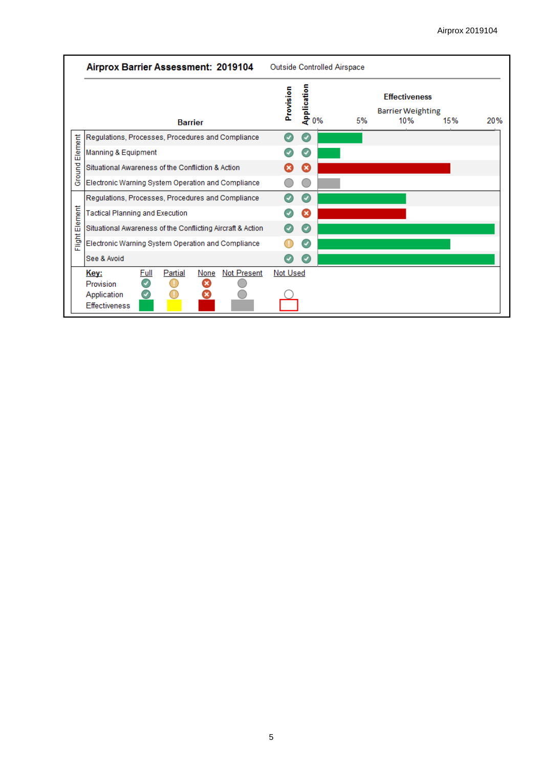**Airprox Barrier Assessment: 2019104** Outside Controlled Airspace

Barrier

Provision

Application

Effectiveness

Barrier Weighting

0% 5% 10% 15% 20%

Ground Element

Regulations, Processes, Procedures and Compliance

Manning & Equipment

Situational Awareness of the Confliction & Action

Electronic Warning System Operation and Compliance

Flight Element

Regulations, Processes, Procedures and Compliance

Tactical Planning and Execution

Situational Awareness of the Conflicting Aircraft & Action

Electronic Warning System Operation and Compliance

See & Avoid

Key: Full Partial None Not Present Not Used

Provision

Application

Effectiveness